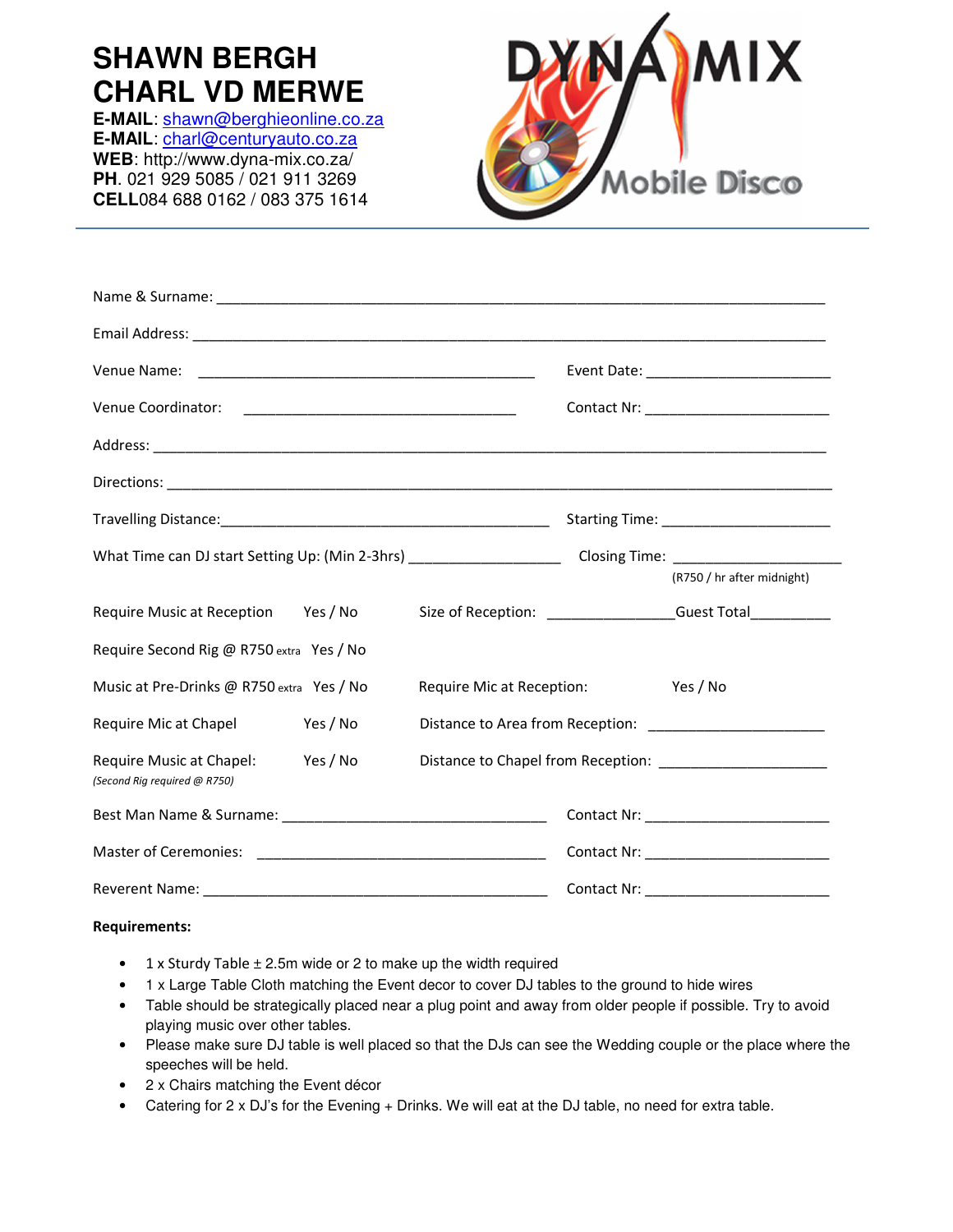# SHAWN BERGH
# CHARL VD MERWE

**E-MAIL**: shawn@berghieonline.co.za
**E-MAIL**: charl@centuryauto.co.za
**WEB**: http://www.dyna-mix.co.za/
**PH**. 021 929 5085 / 021 911 3269
**CELL**084 688 0162 / 083 375 1614

DYNAMIX Mobile Disco

---

Name & Surname: ___________________________________________________________________________

Email Address: ____________________________________________________________________________

Venue Name: __________________________________________ Event Date: _______________________

Venue Coordinator: __________________________________ Contact Nr: _______________________

Address: _________________________________________________________________________________

Directions: ______________________________________________________________________________

Travelling Distance:_______________________________________ Starting Time: _____________________

What Time can DJ start Setting Up: (Min 2-3hrs) __________________ Closing Time: _____________________
(R750 / hr after midnight)

Require Music at Reception Yes / No Size of Reception: _______________Guest Total_________

Require Second Rig @ R750 extra Yes / No

Music at Pre-Drinks @ R750 extra Yes / No Require Mic at Reception: Yes / No

Require Mic at Chapel Yes / No Distance to Area from Reception: _____________________

Require Music at Chapel: Yes / No Distance to Chapel from Reception: _____________________
*(Second Rig required @ R750)*

Best Man Name & Surname: _________________________________ Contact Nr: _______________________

Master of Ceremonies: ___________________________________ Contact Nr: _______________________

Reverent Name: _________________________________________ Contact Nr: _______________________

**Requirements:**

- 1 x Sturdy Table ± 2.5m wide or 2 to make up the width required
- 1 x Large Table Cloth matching the Event decor to cover DJ tables to the ground to hide wires
- Table should be strategically placed near a plug point and away from older people if possible. Try to avoid playing music over other tables.
- Please make sure DJ table is well placed so that the DJs can see the Wedding couple or the place where the speeches will be held.
- 2 x Chairs matching the Event décor
- Catering for 2 x DJ's for the Evening + Drinks. We will eat at the DJ table, no need for extra table.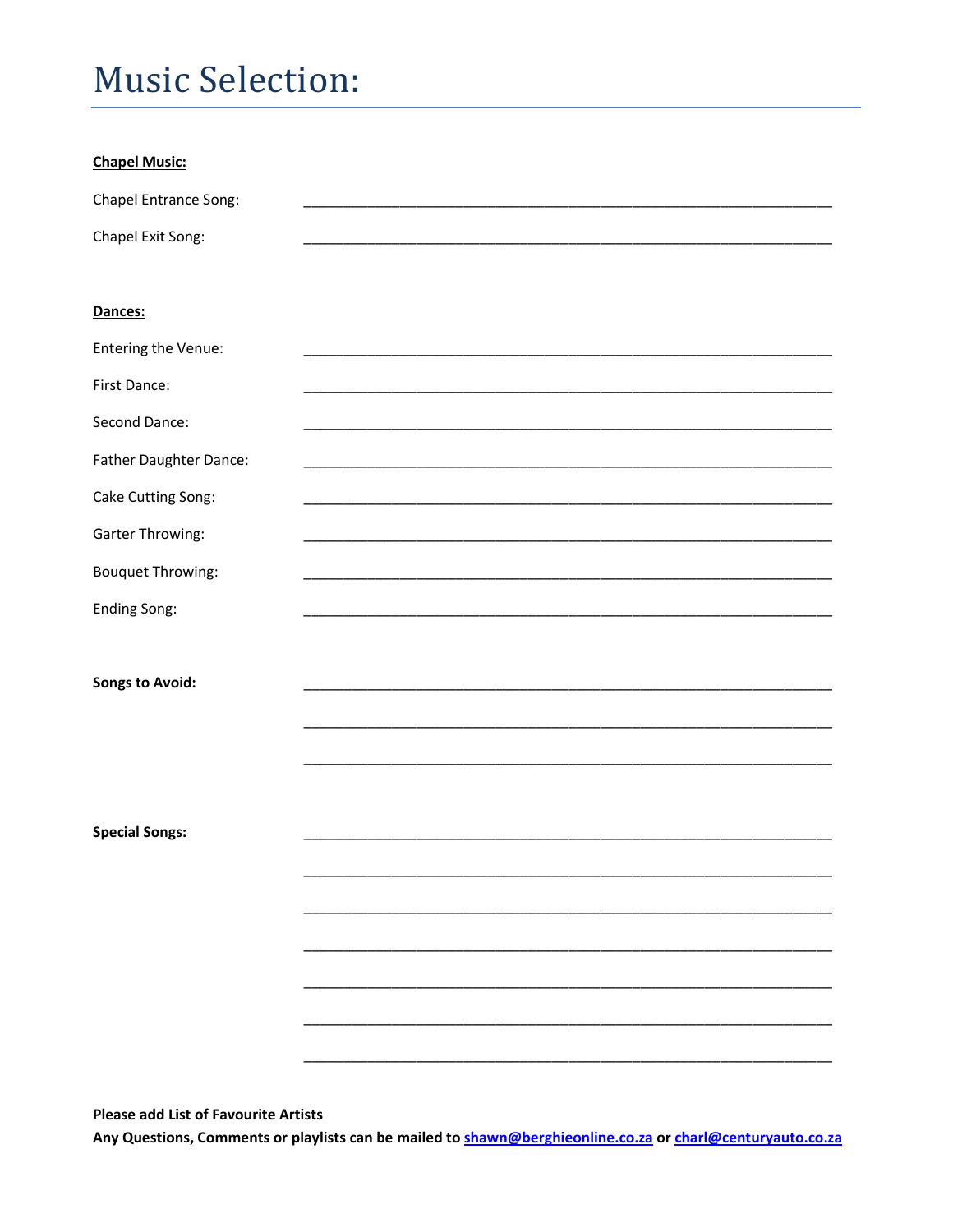# Music Selection:

**<u>Chapel Music:</u>**

Chapel Entrance Song: ______________________________________________________________

Chapel Exit Song: ______________________________________________________________

**<u>Dances:</u>**

Entering the Venue: ______________________________________________________________

First Dance: ______________________________________________________________

Second Dance: ______________________________________________________________

Father Daughter Dance: ______________________________________________________________

Cake Cutting Song: ______________________________________________________________

Garter Throwing: ______________________________________________________________

Bouquet Throwing: ______________________________________________________________

Ending Song: ______________________________________________________________

**Songs to Avoid:** ______________________________________________________________

______________________________________________________________

______________________________________________________________

**Special Songs:** ______________________________________________________________

______________________________________________________________

______________________________________________________________

______________________________________________________________

______________________________________________________________

______________________________________________________________

______________________________________________________________

**Please add List of Favourite Artists**

**Any Questions, Comments or playlists can be mailed to shawn@berghieonline.co.za or charl@centuryauto.co.za**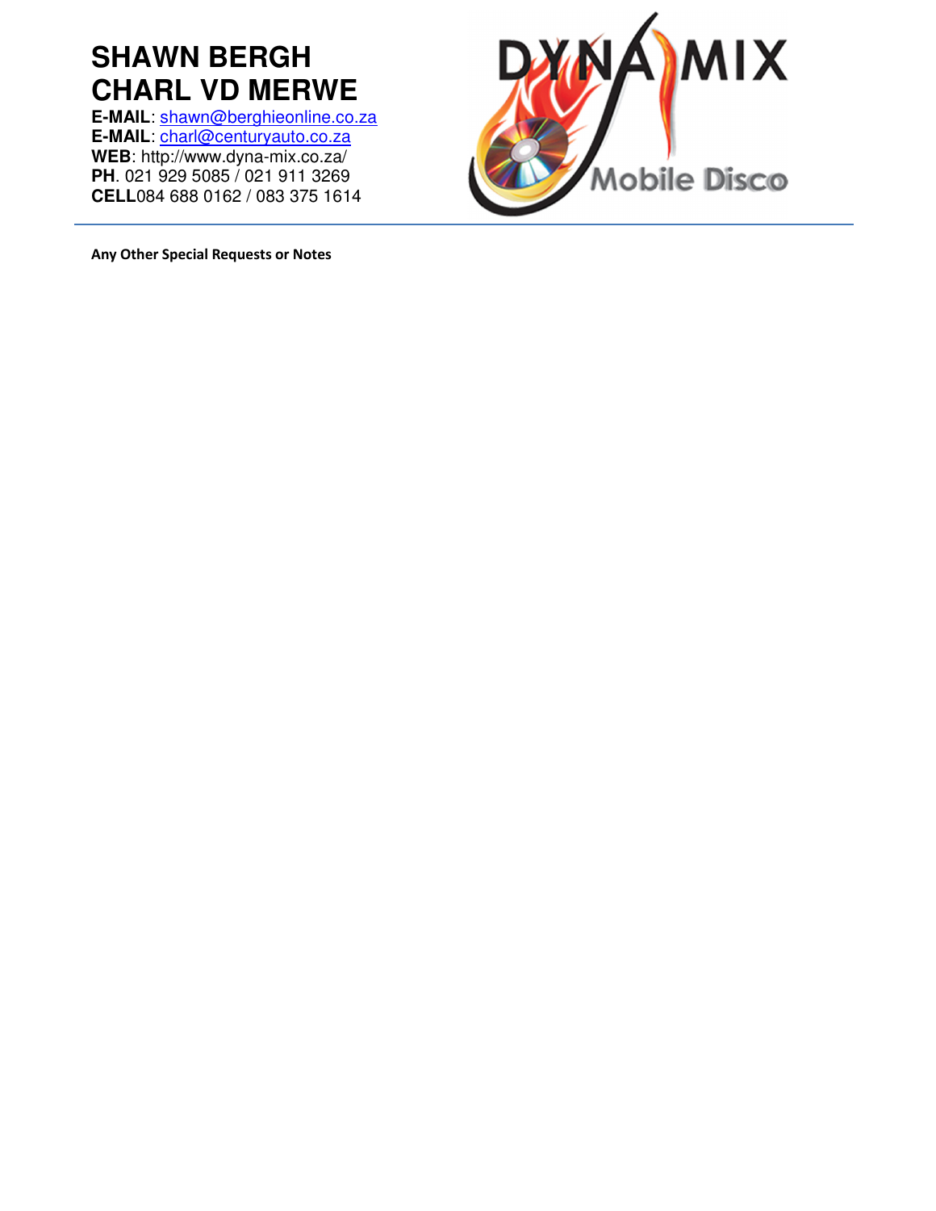**SHAWN BERGH**
**CHARL VD MERWE**

**E-MAIL**: shawn@berghieonline.co.za
**E-MAIL**: charl@centuryauto.co.za
**WEB**: http://www.dyna-mix.co.za/
**PH**. 021 929 5085 / 021 911 3269
**CELL**084 688 0162 / 083 375 1614

DYNAMIX Mobile Disco

---

**Any Other Special Requests or Notes**